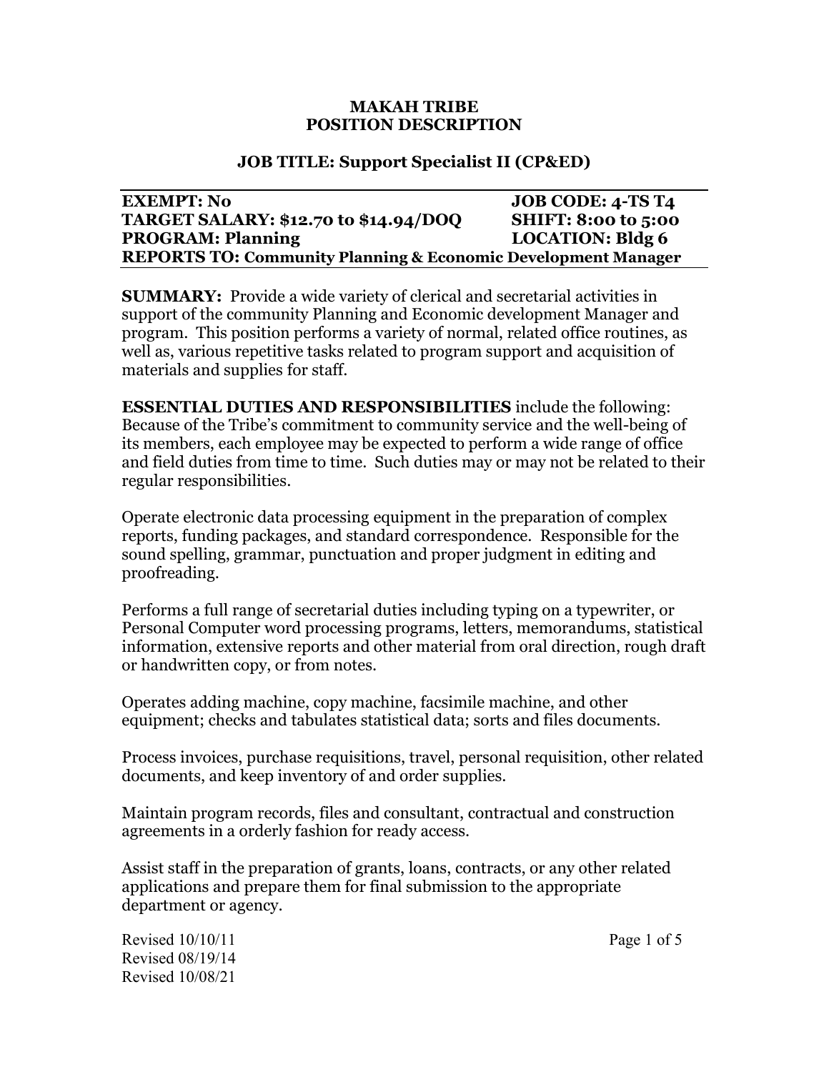**MAKAH TRIBE**
**POSITION DESCRIPTION**

**JOB TITLE: Support Specialist II (CP&ED)**

| | |
|---|---|
| **EXEMPT: No** | **JOB CODE: 4-TS T4** |
| **TARGET SALARY: $12.70 to $14.94/DOQ** | **SHIFT: 8:00 to 5:00** |
| **PROGRAM: Planning** | **LOCATION: Bldg 6** |
| **REPORTS TO: Community Planning & Economic Development Manager** | |

**SUMMARY:** Provide a wide variety of clerical and secretarial activities in support of the community Planning and Economic development Manager and program. This position performs a variety of normal, related office routines, as well as, various repetitive tasks related to program support and acquisition of materials and supplies for staff.

**ESSENTIAL DUTIES AND RESPONSIBILITIES** include the following: Because of the Tribe's commitment to community service and the well-being of its members, each employee may be expected to perform a wide range of office and field duties from time to time. Such duties may or may not be related to their regular responsibilities.

Operate electronic data processing equipment in the preparation of complex reports, funding packages, and standard correspondence. Responsible for the sound spelling, grammar, punctuation and proper judgment in editing and proofreading.

Performs a full range of secretarial duties including typing on a typewriter, or Personal Computer word processing programs, letters, memorandums, statistical information, extensive reports and other material from oral direction, rough draft or handwritten copy, or from notes.

Operates adding machine, copy machine, facsimile machine, and other equipment; checks and tabulates statistical data; sorts and files documents.

Process invoices, purchase requisitions, travel, personal requisition, other related documents, and keep inventory of and order supplies.

Maintain program records, files and consultant, contractual and construction agreements in a orderly fashion for ready access.

Assist staff in the preparation of grants, loans, contracts, or any other related applications and prepare them for final submission to the appropriate department or agency.

Revised 10/10/11
Revised 08/19/14
Revised 10/08/21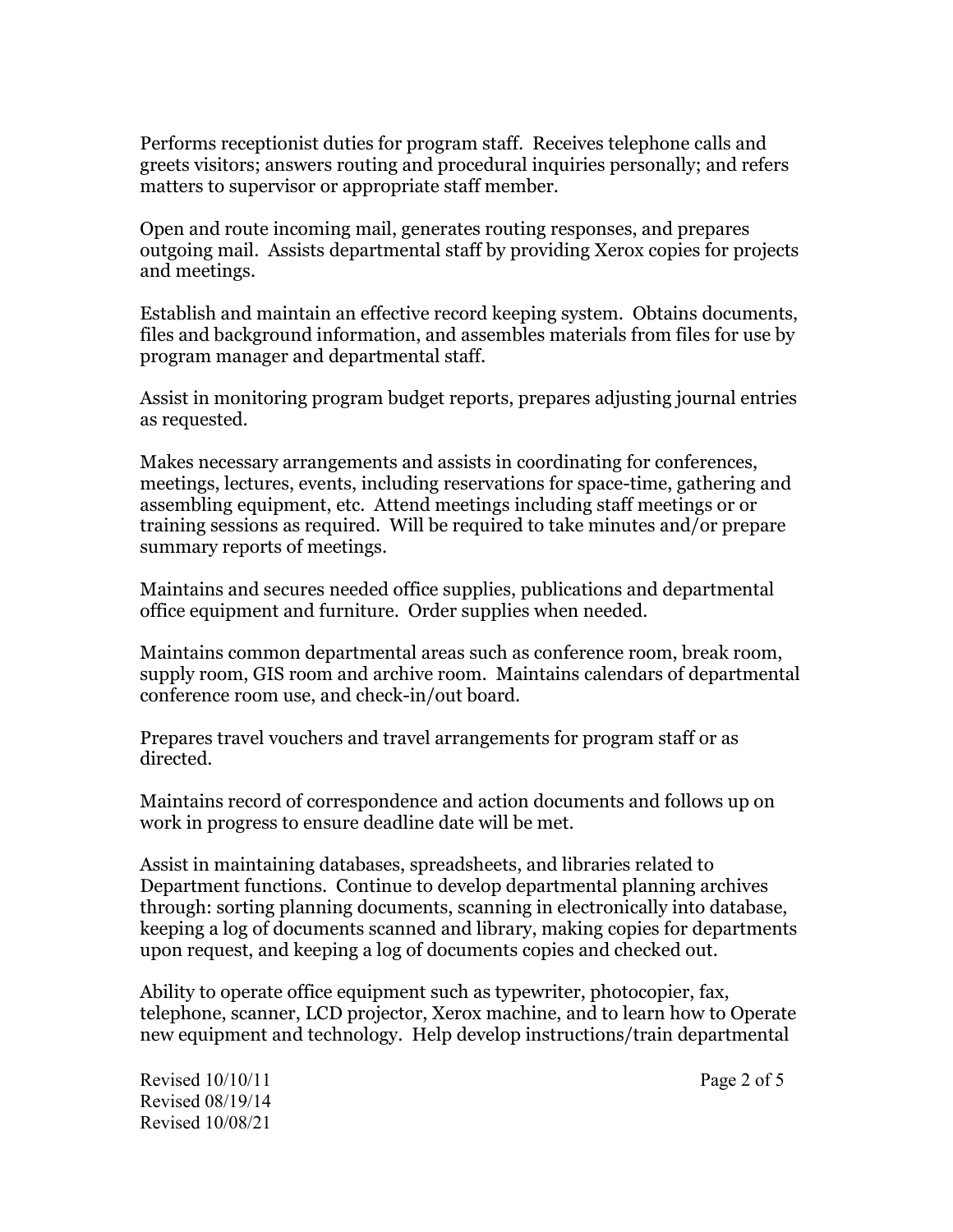Performs receptionist duties for program staff. Receives telephone calls and greets visitors; answers routing and procedural inquiries personally; and refers matters to supervisor or appropriate staff member.

Open and route incoming mail, generates routing responses, and prepares outgoing mail. Assists departmental staff by providing Xerox copies for projects and meetings.

Establish and maintain an effective record keeping system. Obtains documents, files and background information, and assembles materials from files for use by program manager and departmental staff.

Assist in monitoring program budget reports, prepares adjusting journal entries as requested.

Makes necessary arrangements and assists in coordinating for conferences, meetings, lectures, events, including reservations for space-time, gathering and assembling equipment, etc. Attend meetings including staff meetings or or training sessions as required. Will be required to take minutes and/or prepare summary reports of meetings.

Maintains and secures needed office supplies, publications and departmental office equipment and furniture. Order supplies when needed.

Maintains common departmental areas such as conference room, break room, supply room, GIS room and archive room. Maintains calendars of departmental conference room use, and check-in/out board.

Prepares travel vouchers and travel arrangements for program staff or as directed.

Maintains record of correspondence and action documents and follows up on work in progress to ensure deadline date will be met.

Assist in maintaining databases, spreadsheets, and libraries related to Department functions. Continue to develop departmental planning archives through: sorting planning documents, scanning in electronically into database, keeping a log of documents scanned and library, making copies for departments upon request, and keeping a log of documents copies and checked out.

Ability to operate office equipment such as typewriter, photocopier, fax, telephone, scanner, LCD projector, Xerox machine, and to learn how to Operate new equipment and technology. Help develop instructions/train departmental

Revised 10/10/11
Revised 08/19/14
Revised 10/08/21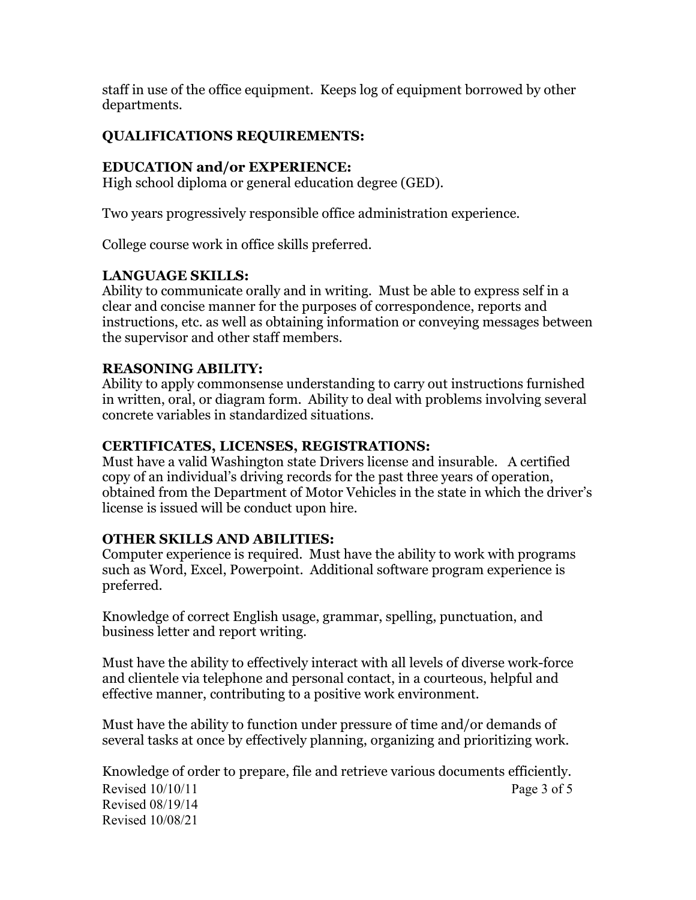staff in use of the office equipment. Keeps log of equipment borrowed by other departments.

## QUALIFICATIONS REQUIREMENTS:

### EDUCATION and/or EXPERIENCE:

High school diploma or general education degree (GED).

Two years progressively responsible office administration experience.

College course work in office skills preferred.

### LANGUAGE SKILLS:

Ability to communicate orally and in writing. Must be able to express self in a clear and concise manner for the purposes of correspondence, reports and instructions, etc. as well as obtaining information or conveying messages between the supervisor and other staff members.

### REASONING ABILITY:

Ability to apply commonsense understanding to carry out instructions furnished in written, oral, or diagram form. Ability to deal with problems involving several concrete variables in standardized situations.

### CERTIFICATES, LICENSES, REGISTRATIONS:

Must have a valid Washington state Drivers license and insurable. A certified copy of an individual's driving records for the past three years of operation, obtained from the Department of Motor Vehicles in the state in which the driver's license is issued will be conduct upon hire.

### OTHER SKILLS AND ABILITIES:

Computer experience is required. Must have the ability to work with programs such as Word, Excel, Powerpoint. Additional software program experience is preferred.

Knowledge of correct English usage, grammar, spelling, punctuation, and business letter and report writing.

Must have the ability to effectively interact with all levels of diverse work-force and clientele via telephone and personal contact, in a courteous, helpful and effective manner, contributing to a positive work environment.

Must have the ability to function under pressure of time and/or demands of several tasks at once by effectively planning, organizing and prioritizing work.

Knowledge of order to prepare, file and retrieve various documents efficiently.

Revised 10/10/11
Revised 08/19/14
Revised 10/08/21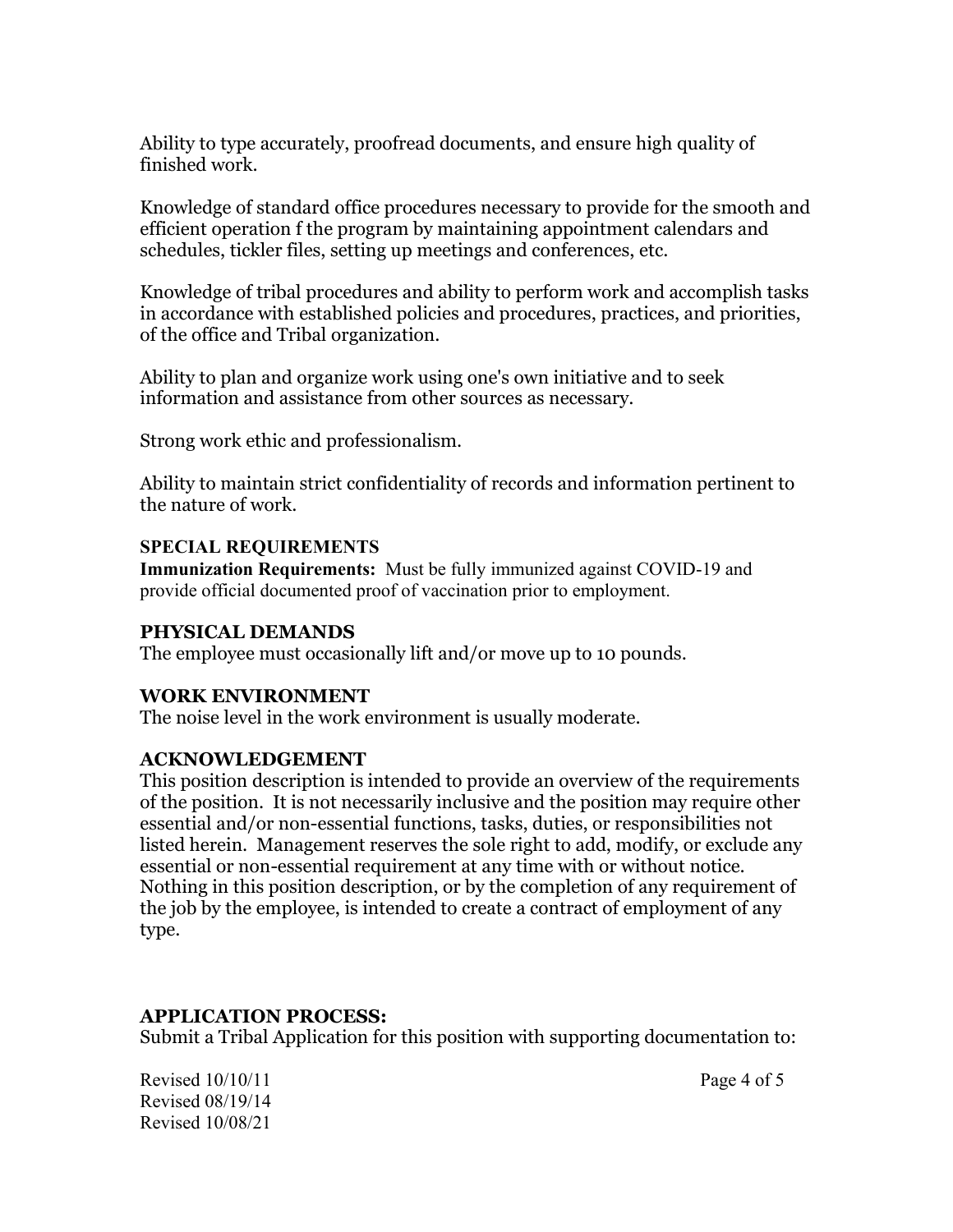Ability to type accurately, proofread documents, and ensure high quality of finished work.

Knowledge of standard office procedures necessary to provide for the smooth and efficient operation f the program by maintaining appointment calendars and schedules, tickler files, setting up meetings and conferences, etc.

Knowledge of tribal procedures and ability to perform work and accomplish tasks in accordance with established policies and procedures, practices, and priorities, of the office and Tribal organization.

Ability to plan and organize work using one's own initiative and to seek information and assistance from other sources as necessary.

Strong work ethic and professionalism.

Ability to maintain strict confidentiality of records and information pertinent to the nature of work.

### SPECIAL REQUIREMENTS

**Immunization Requirements:** Must be fully immunized against COVID-19 and provide official documented proof of vaccination prior to employment.

### PHYSICAL DEMANDS

The employee must occasionally lift and/or move up to 10 pounds.

### WORK ENVIRONMENT

The noise level in the work environment is usually moderate.

### ACKNOWLEDGEMENT

This position description is intended to provide an overview of the requirements of the position. It is not necessarily inclusive and the position may require other essential and/or non-essential functions, tasks, duties, or responsibilities not listed herein. Management reserves the sole right to add, modify, or exclude any essential or non-essential requirement at any time with or without notice. Nothing in this position description, or by the completion of any requirement of the job by the employee, is intended to create a contract of employment of any type.

### APPLICATION PROCESS:

Submit a Tribal Application for this position with supporting documentation to:

Revised 10/10/11
Revised 08/19/14
Revised 10/08/21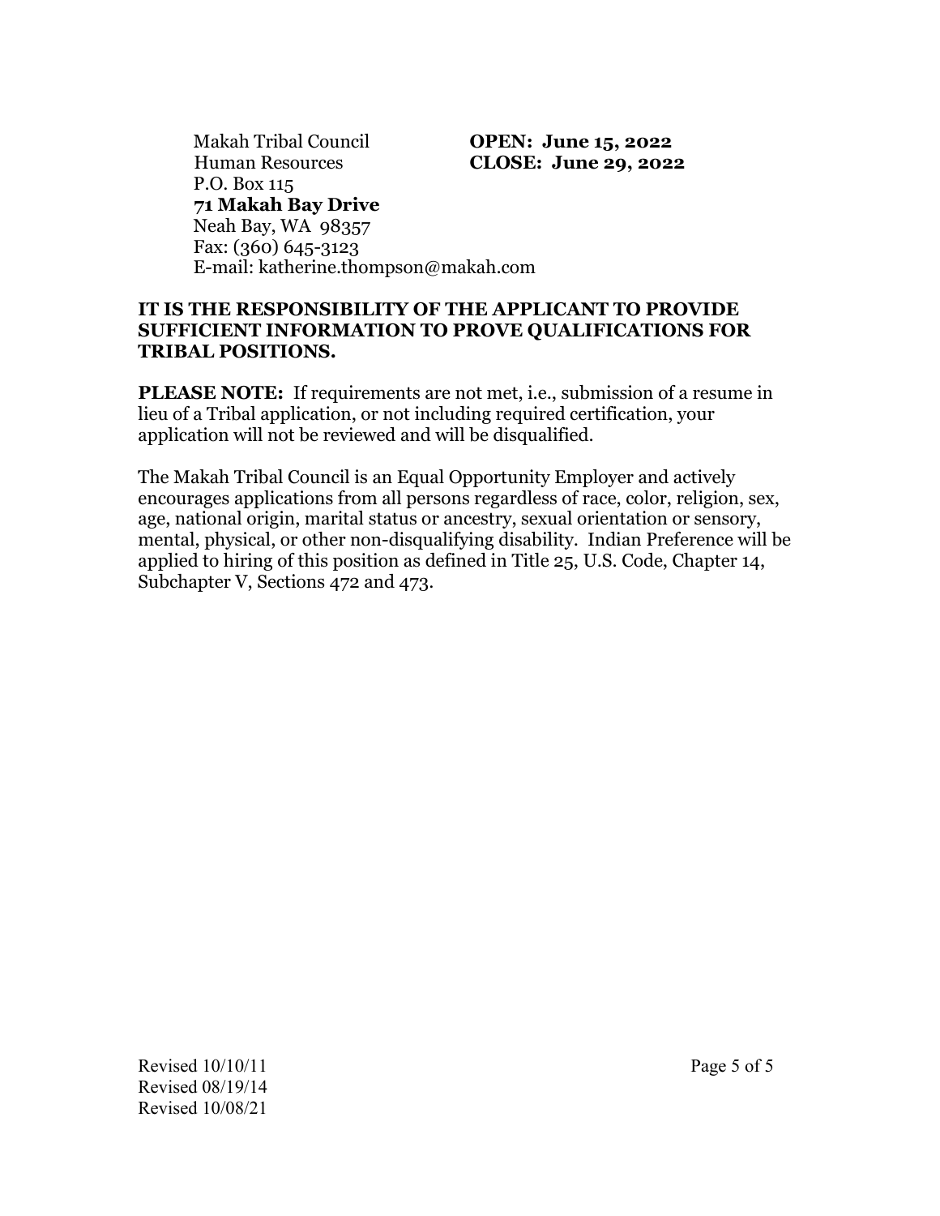Makah Tribal Council
Human Resources
P.O. Box 115
**71 Makah Bay Drive**
Neah Bay, WA 98357
Fax: (360) 645-3123
E-mail: katherine.thompson@makah.com

**OPEN: June 15, 2022**
**CLOSE: June 29, 2022**

**IT IS THE RESPONSIBILITY OF THE APPLICANT TO PROVIDE SUFFICIENT INFORMATION TO PROVE QUALIFICATIONS FOR TRIBAL POSITIONS.**

**PLEASE NOTE:** If requirements are not met, i.e., submission of a resume in lieu of a Tribal application, or not including required certification, your application will not be reviewed and will be disqualified.

The Makah Tribal Council is an Equal Opportunity Employer and actively encourages applications from all persons regardless of race, color, religion, sex, age, national origin, marital status or ancestry, sexual orientation or sensory, mental, physical, or other non-disqualifying disability. Indian Preference will be applied to hiring of this position as defined in Title 25, U.S. Code, Chapter 14, Subchapter V, Sections 472 and 473.

Revised 10/10/11
Revised 08/19/14
Revised 10/08/21